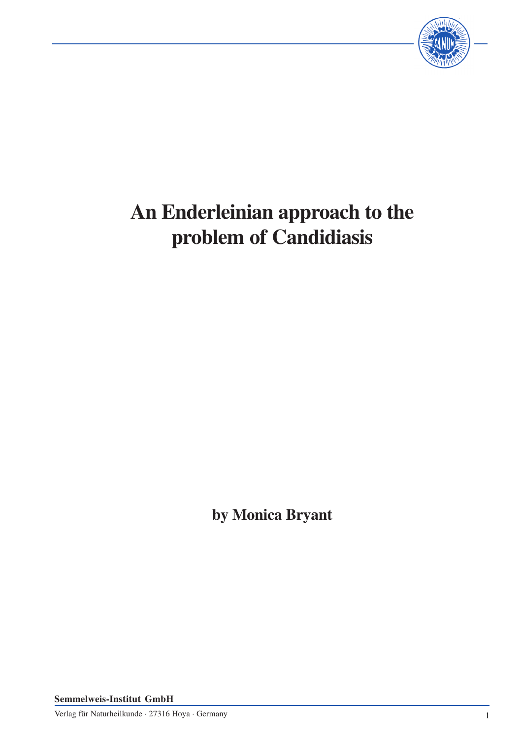# An Enderleinian approach to the problem of Candidiasis

**by Monica Bryant**

**Semmelweis-Institut GmbH**

Verlag für Naturheilkunde · 27316 Hoya · Germany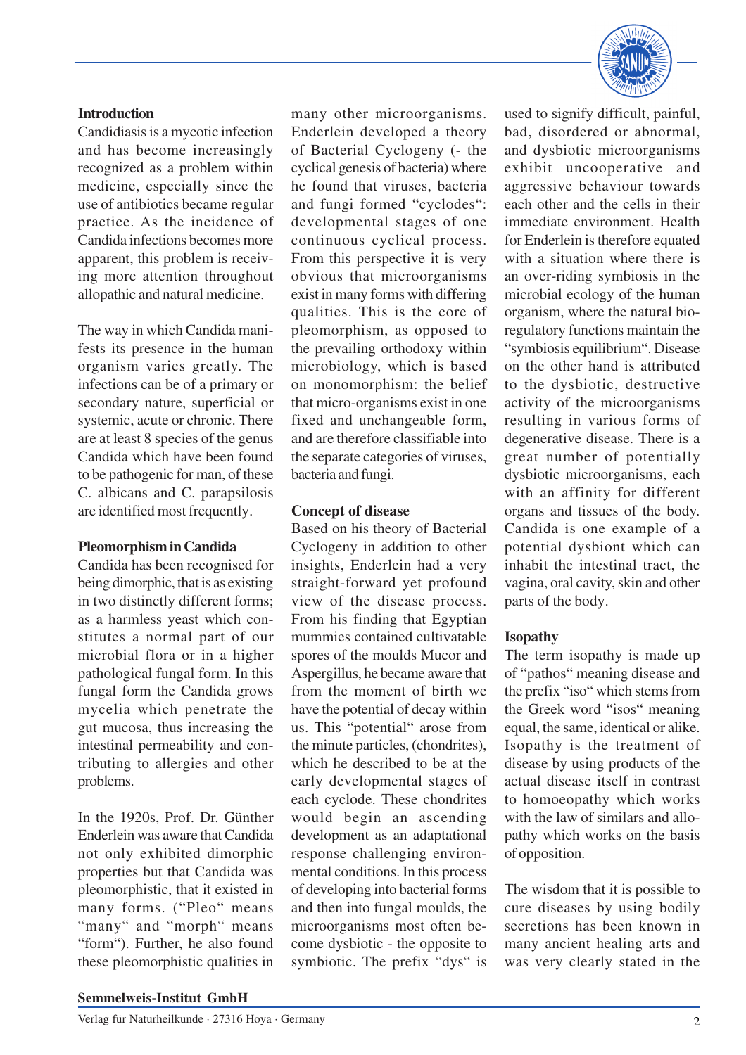## Introduction

Candidiasis is a mycotic infection and has become increasingly recognized as a problem within medicine, especially since the use of antibiotics became regular practice. As the incidence of Candida infections becomes more apparent, this problem is receiving more attention throughout allopathic and natural medicine.

The way in which Candida manifests its presence in the human organism varies greatly. The infections can be of a primary or secondary nature, superficial or systemic, acute or chronic. There are at least 8 species of the genus Candida which have been found to be pathogenic for man, of these C. albicans and C. parapsilosis are identified most frequently.

## Pleomorphism in Candida

Candida has been recognised for being dimorphic, that is as existing in two distinctly different forms; as a harmless yeast which constitutes a normal part of our microbial flora or in a higher pathological fungal form. In this fungal form the Candida grows mycelia which penetrate the gut mucosa, thus increasing the intestinal permeability and contributing to allergies and other problems.

In the 1920s, Prof. Dr. Günther Enderlein was aware that Candida not only exhibited dimorphic properties but that Candida was pleomorphistic, that it existed in many forms. ("Pleo" means "many" and "morph" means "form"). Further, he also found these pleomorphistic qualities in many other microorganisms. Enderlein developed a theory of Bacterial Cyclogeny (- the cyclical genesis of bacteria) where he found that viruses, bacteria and fungi formed "cyclodes": developmental stages of one continuous cyclical process. From this perspective it is very obvious that microorganisms exist in many forms with differing qualities. This is the core of pleomorphism, as opposed to the prevailing orthodoxy within microbiology, which is based on monomorphism: the belief that micro-organisms exist in one fixed and unchangeable form, and are therefore classifiable into the separate categories of viruses, bacteria and fungi.

## Concept of disease

Based on his theory of Bacterial Cyclogeny in addition to other insights, Enderlein had a very straight-forward yet profound view of the disease process. From his finding that Egyptian mummies contained cultivatable spores of the moulds Mucor and Aspergillus, he became aware that from the moment of birth we have the potential of decay within us. This "potential" arose from the minute particles, (chondrites), which he described to be at the early developmental stages of each cyclode. These chondrites would begin an ascending development as an adaptational response challenging environmental conditions. In this process of developing into bacterial forms and then into fungal moulds, the microorganisms most often become dysbiotic - the opposite to symbiotic. The prefix "dys" is used to signify difficult, painful, bad, disordered or abnormal, and dysbiotic microorganisms exhibit uncooperative and aggressive behaviour towards each other and the cells in their immediate environment. Health for Enderlein is therefore equated with a situation where there is an over-riding symbiosis in the microbial ecology of the human organism, where the natural bio-regulatory functions maintain the "symbiosis equilibrium". Disease on the other hand is attributed to the dysbiotic, destructive activity of the microorganisms resulting in various forms of degenerative disease. There is a great number of potentially dysbiotic microorganisms, each with an affinity for different organs and tissues of the body. Candida is one example of a potential dysbiont which can inhabit the intestinal tract, the vagina, oral cavity, skin and other parts of the body.

## Isopathy

The term isopathy is made up of "pathos" meaning disease and the prefix "iso" which stems from the Greek word "isos" meaning equal, the same, identical or alike. Isopathy is the treatment of disease by using products of the actual disease itself in contrast to homoeopathy which works with the law of similars and allopathy which works on the basis of opposition.

The wisdom that it is possible to cure diseases by using bodily secretions has been known in many ancient healing arts and was very clearly stated in the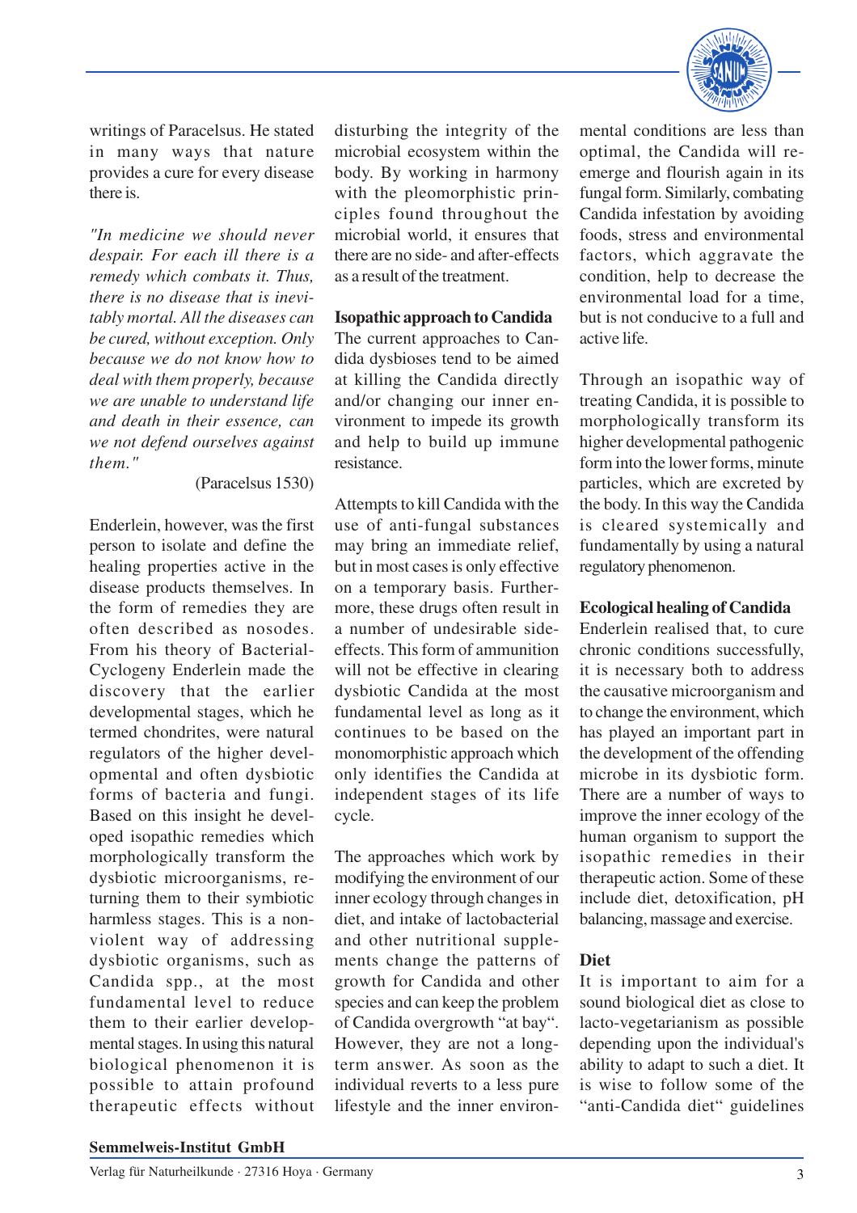writings of Paracelsus. He stated in many ways that nature provides a cure for every disease there is.

*"In medicine we should never despair. For each ill there is a remedy which combats it. Thus, there is no disease that is inevitably mortal. All the diseases can be cured, without exception. Only because we do not know how to deal with them properly, because we are unable to understand life and death in their essence, can we not defend ourselves against them."*

(Paracelsus 1530)

Enderlein, however, was the first person to isolate and define the healing properties active in the disease products themselves. In the form of remedies they are often described as nosodes. From his theory of Bacterial-Cyclogeny Enderlein made the discovery that the earlier developmental stages, which he termed chondrites, were natural regulators of the higher developmental and often dysbiotic forms of bacteria and fungi. Based on this insight he developed isopathic remedies which morphologically transform the dysbiotic microorganisms, returning them to their symbiotic harmless stages. This is a non-violent way of addressing dysbiotic organisms, such as Candida spp., at the most fundamental level to reduce them to their earlier developmental stages. In using this natural biological phenomenon it is possible to attain profound therapeutic effects without disturbing the integrity of the microbial ecosystem within the body. By working in harmony with the pleomorphistic principles found throughout the microbial world, it ensures that there are no side- and after-effects as a result of the treatment.

## Isopathic approach to Candida

The current approaches to Candida dysbioses tend to be aimed at killing the Candida directly and/or changing our inner environment to impede its growth and help to build up immune resistance.

Attempts to kill Candida with the use of anti-fungal substances may bring an immediate relief, but in most cases is only effective on a temporary basis. Furthermore, these drugs often result in a number of undesirable side-effects. This form of ammunition will not be effective in clearing dysbiotic Candida at the most fundamental level as long as it continues to be based on the monomorphistic approach which only identifies the Candida at independent stages of its life cycle.

The approaches which work by modifying the environment of our inner ecology through changes in diet, and intake of lactobacterial and other nutritional supplements change the patterns of growth for Candida and other species and can keep the problem of Candida overgrowth "at bay". However, they are not a long-term answer. As soon as the individual reverts to a less pure lifestyle and the inner environmental conditions are less than optimal, the Candida will re-emerge and flourish again in its fungal form. Similarly, combating Candida infestation by avoiding foods, stress and environmental factors, which aggravate the condition, help to decrease the environmental load for a time, but is not conducive to a full and active life.

Through an isopathic way of treating Candida, it is possible to morphologically transform its higher developmental pathogenic form into the lower forms, minute particles, which are excreted by the body. In this way the Candida is cleared systemically and fundamentally by using a natural regulatory phenomenon.

## Ecological healing of Candida

Enderlein realised that, to cure chronic conditions successfully, it is necessary both to address the causative microorganism and to change the environment, which has played an important part in the development of the offending microbe in its dysbiotic form. There are a number of ways to improve the inner ecology of the human organism to support the isopathic remedies in their therapeutic action. Some of these include diet, detoxification, pH balancing, massage and exercise.

## Diet

It is important to aim for a sound biological diet as close to lacto-vegetarianism as possible depending upon the individual's ability to adapt to such a diet. It is wise to follow some of the "anti-Candida diet" guidelines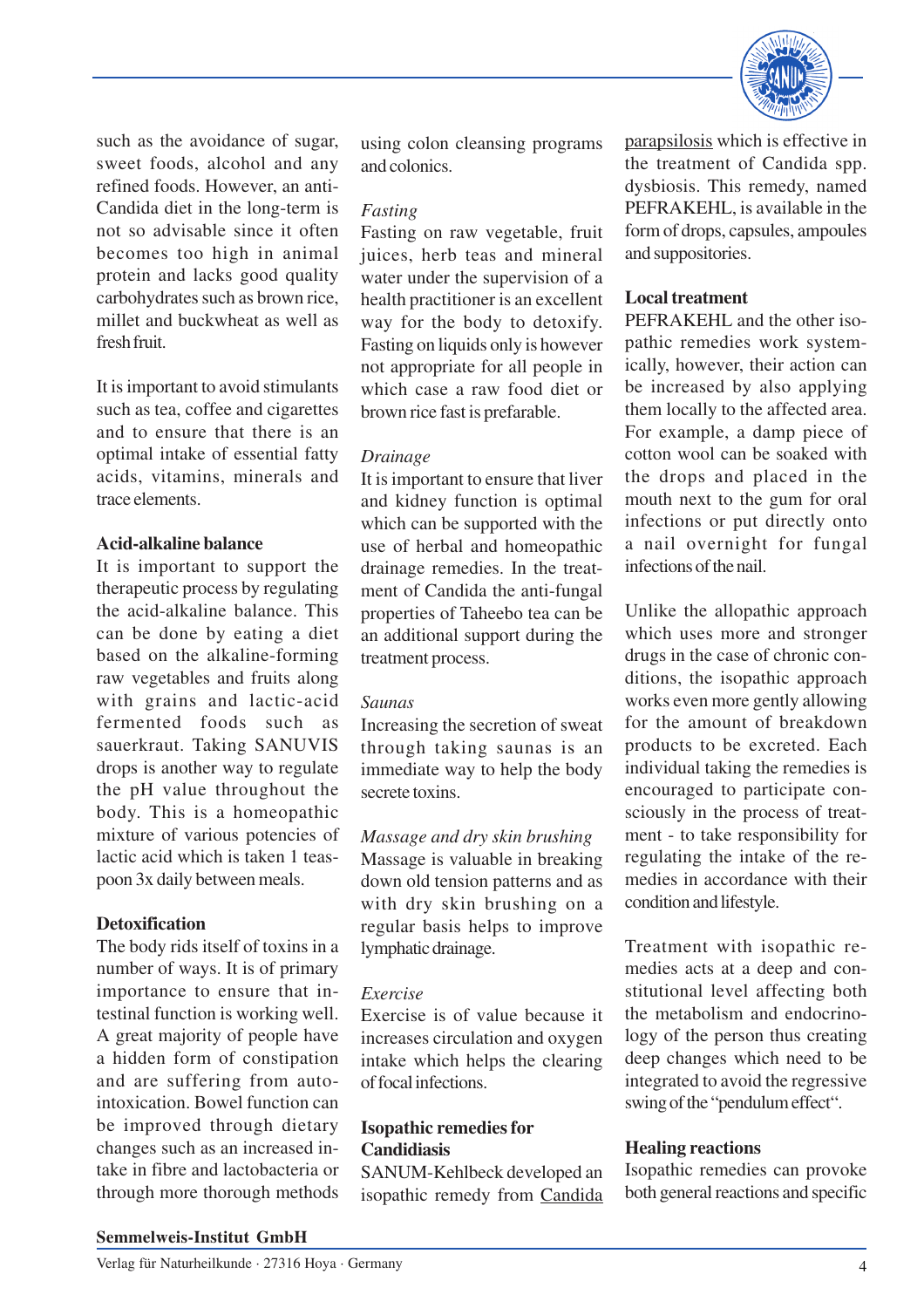such as the avoidance of sugar, sweet foods, alcohol and any refined foods. However, an anti-Candida diet in the long-term is not so advisable since it often becomes too high in animal protein and lacks good quality carbohydrates such as brown rice, millet and buckwheat as well as fresh fruit.

It is important to avoid stimulants such as tea, coffee and cigarettes and to ensure that there is an optimal intake of essential fatty acids, vitamins, minerals and trace elements.

**Acid-alkaline balance**

It is important to support the therapeutic process by regulating the acid-alkaline balance. This can be done by eating a diet based on the alkaline-forming raw vegetables and fruits along with grains and lactic-acid fermented foods such as sauerkraut. Taking SANUVIS drops is another way to regulate the pH value throughout the body. This is a homeopathic mixture of various potencies of lactic acid which is taken 1 teaspoon 3x daily between meals.

**Detoxification**

The body rids itself of toxins in a number of ways. It is of primary importance to ensure that intestinal function is working well. A great majority of people have a hidden form of constipation and are suffering from auto-intoxication. Bowel function can be improved through dietary changes such as an increased intake in fibre and lactobacteria or through more thorough methods using colon cleansing programs and colonics.

*Fasting*

Fasting on raw vegetable, fruit juices, herb teas and mineral water under the supervision of a health practitioner is an excellent way for the body to detoxify. Fasting on liquids only is however not appropriate for all people in which case a raw food diet or brown rice fast is prefarable.

*Drainage*

It is important to ensure that liver and kidney function is optimal which can be supported with the use of herbal and homeopathic drainage remedies. In the treatment of Candida the anti-fungal properties of Taheebo tea can be an additional support during the treatment process.

*Saunas*

Increasing the secretion of sweat through taking saunas is an immediate way to help the body secrete toxins.

*Massage and dry skin brushing*

Massage is valuable in breaking down old tension patterns and as with dry skin brushing on a regular basis helps to improve lymphatic drainage.

*Exercise*

Exercise is of value because it increases circulation and oxygen intake which helps the clearing of focal infections.

**Isopathic remedies for Candidiasis**

SANUM-Kehlbeck developed an isopathic remedy from Candida parapsilosis which is effective in the treatment of Candida spp. dysbiosis. This remedy, named PEFRAKEHL, is available in the form of drops, capsules, ampoules and suppositories.

**Local treatment**

PEFRAKEHL and the other isopathic remedies work systemically, however, their action can be increased by also applying them locally to the affected area. For example, a damp piece of cotton wool can be soaked with the drops and placed in the mouth next to the gum for oral infections or put directly onto a nail overnight for fungal infections of the nail.

Unlike the allopathic approach which uses more and stronger drugs in the case of chronic conditions, the isopathic approach works even more gently allowing for the amount of breakdown products to be excreted. Each individual taking the remedies is encouraged to participate consciously in the process of treatment - to take responsibility for regulating the intake of the remedies in accordance with their condition and lifestyle.

Treatment with isopathic remedies acts at a deep and constitutional level affecting both the metabolism and endocrinology of the person thus creating deep changes which need to be integrated to avoid the regressive swing of the "pendulum effect".

**Healing reactions**

Isopathic remedies can provoke both general reactions and specific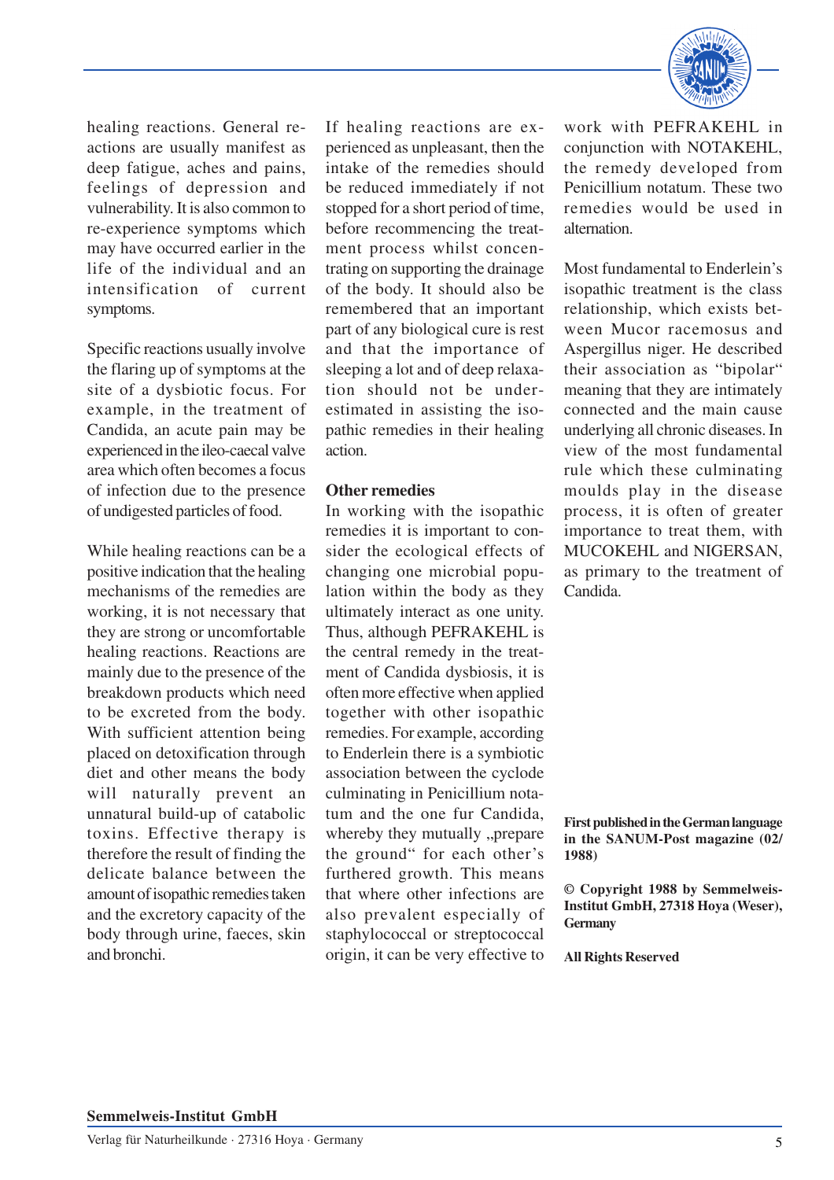healing reactions. General reactions are usually manifest as deep fatigue, aches and pains, feelings of depression and vulnerability. It is also common to re-experience symptoms which may have occurred earlier in the life of the individual and an intensification of current symptoms.

Specific reactions usually involve the flaring up of symptoms at the site of a dysbiotic focus. For example, in the treatment of Candida, an acute pain may be experienced in the ileo-caecal valve area which often becomes a focus of infection due to the presence of undigested particles of food.

While healing reactions can be a positive indication that the healing mechanisms of the remedies are working, it is not necessary that they are strong or uncomfortable healing reactions. Reactions are mainly due to the presence of the breakdown products which need to be excreted from the body. With sufficient attention being placed on detoxification through diet and other means the body will naturally prevent an unnatural build-up of catabolic toxins. Effective therapy is therefore the result of finding the delicate balance between the amount of isopathic remedies taken and the excretory capacity of the body through urine, faeces, skin and bronchi.

If healing reactions are experienced as unpleasant, then the intake of the remedies should be reduced immediately if not stopped for a short period of time, before recommencing the treatment process whilst concentrating on supporting the drainage of the body. It should also be remembered that an important part of any biological cure is rest and that the importance of sleeping a lot and of deep relaxation should not be underestimated in assisting the isopathic remedies in their healing action.

## Other remedies

In working with the isopathic remedies it is important to consider the ecological effects of changing one microbial population within the body as they ultimately interact as one unity. Thus, although PEFRAKEHL is the central remedy in the treatment of Candida dysbiosis, it is often more effective when applied together with other isopathic remedies. For example, according to Enderlein there is a symbiotic association between the cyclode culminating in Penicillium notatum and the one fur Candida, whereby they mutually „prepare the ground" for each other's furthered growth. This means that where other infections are also prevalent especially of staphylococcal or streptococcal origin, it can be very effective to work with PEFRAKEHL in conjunction with NOTAKEHL, the remedy developed from Penicillium notatum. These two remedies would be used in alternation.

Most fundamental to Enderlein's isopathic treatment is the class relationship, which exists between Mucor racemosus and Aspergillus niger. He described their association as "bipolar" meaning that they are intimately connected and the main cause underlying all chronic diseases. In view of the most fundamental rule which these culminating moulds play in the disease process, it is often of greater importance to treat them, with MUCOKEHL and NIGERSAN, as primary to the treatment of Candida.

**First published in the German language in the SANUM-Post magazine (02/1988)**

**© Copyright 1988 by Semmelweis-Institut GmbH, 27318 Hoya (Weser), Germany**

**All Rights Reserved**

**Semmelweis-Institut GmbH**

Verlag für Naturheilkunde · 27316 Hoya · Germany